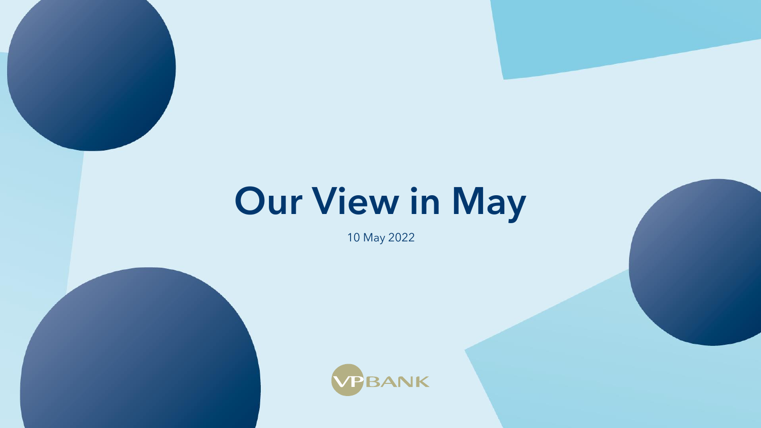# Our View in May

10 May 2022

VP BANK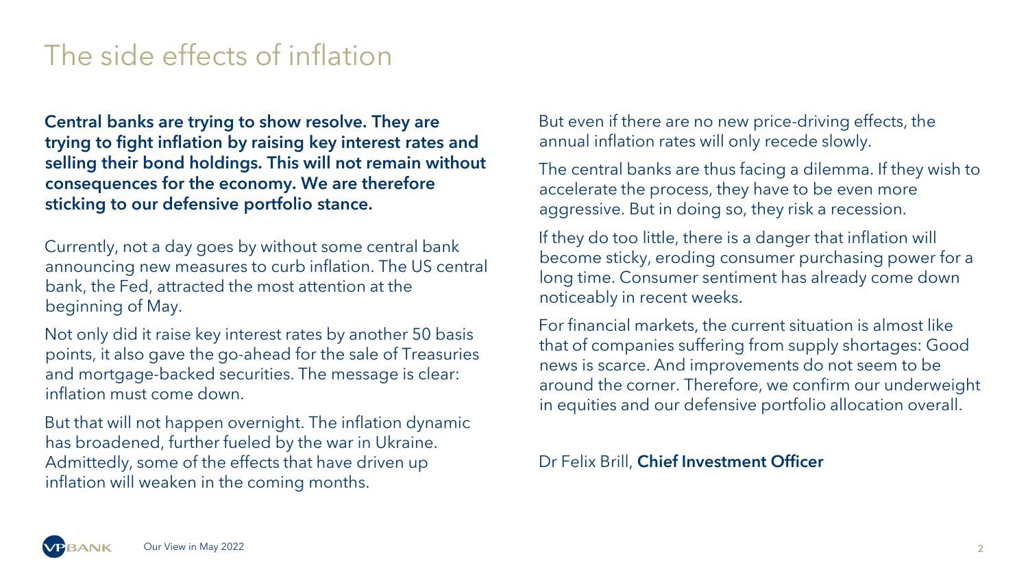# The side effects of inflation

**Central banks are trying to show resolve. They are trying to fight inflation by raising key interest rates and selling their bond holdings. This will not remain without consequences for the economy. We are therefore sticking to our defensive portfolio stance.**

Currently, not a day goes by without some central bank announcing new measures to curb inflation. The US central bank, the Fed, attracted the most attention at the beginning of May.

Not only did it raise key interest rates by another 50 basis points, it also gave the go-ahead for the sale of Treasuries and mortgage-backed securities. The message is clear: inflation must come down.

But that will not happen overnight. The inflation dynamic has broadened, further fueled by the war in Ukraine. Admittedly, some of the effects that have driven up inflation will weaken in the coming months.

But even if there are no new price-driving effects, the annual inflation rates will only recede slowly.

The central banks are thus facing a dilemma. If they wish to accelerate the process, they have to be even more aggressive. But in doing so, they risk a recession.

If they do too little, there is a danger that inflation will become sticky, eroding consumer purchasing power for a long time. Consumer sentiment has already come down noticeably in recent weeks.

For financial markets, the current situation is almost like that of companies suffering from supply shortages: Good news is scarce. And improvements do not seem to be around the corner. Therefore, we confirm our underweight in equities and our defensive portfolio allocation overall.

Dr Felix Brill, **Chief Investment Officer**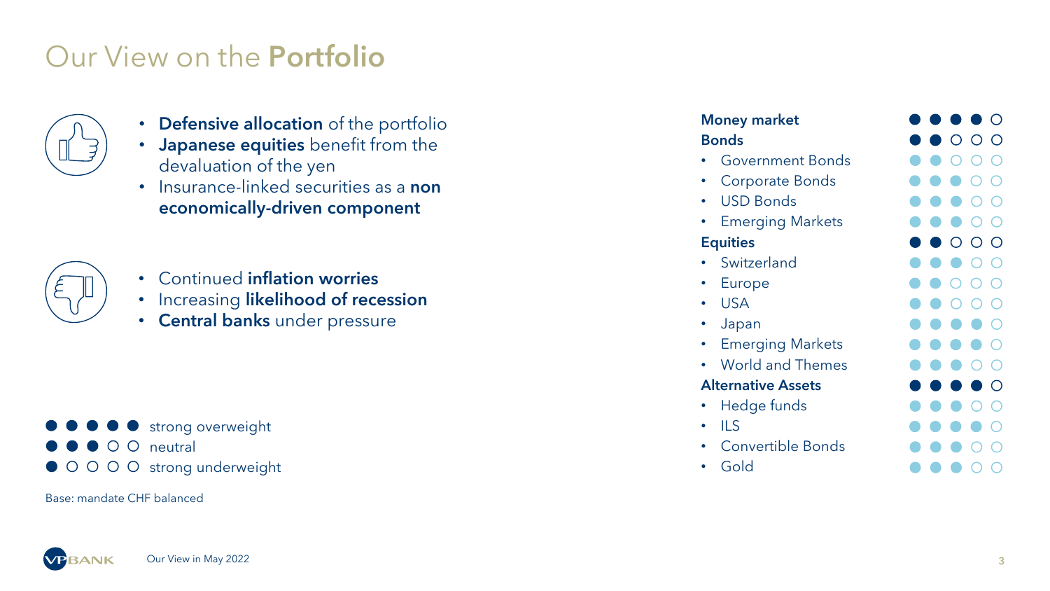# Our View on the **Portfolio**

- **Defensive allocation** of the portfolio
- **Japanese equities** benefit from the devaluation of the yen
- Insurance-linked securities as a **non economically-driven component**

- Continued **inflation worries**
- Increasing **likelihood of recession**
- **Central banks** under pressure

| Asset class | Rating |
|---|---|
| **Money market** | ●●●●○ |
| **Bonds** | ●●○○○ |
| • Government Bonds | ●●○○○ |
| • Corporate Bonds | ●●●○○ |
| • USD Bonds | ●●●○○ |
| • Emerging Markets | ●●●○○ |
| **Equities** | ●●○○○ |
| • Switzerland | ●●●○○ |
| • Europe | ●●○○○ |
| • USA | ●●○○○ |
| • Japan | ●●●●○ |
| • Emerging Markets | ●●●●○ |
| • World and Themes | ●●●○○ |
| **Alternative Assets** | ●●●●○ |
| • Hedge funds | ●●●○○ |
| • ILS | ●●●●○ |
| • Convertible Bonds | ●●●○○ |
| • Gold | ●●●○○ |

●●●●● strong overweight
●●●○○ neutral
●○○○○ strong underweight

Base: mandate CHF balanced

Our View in May 2022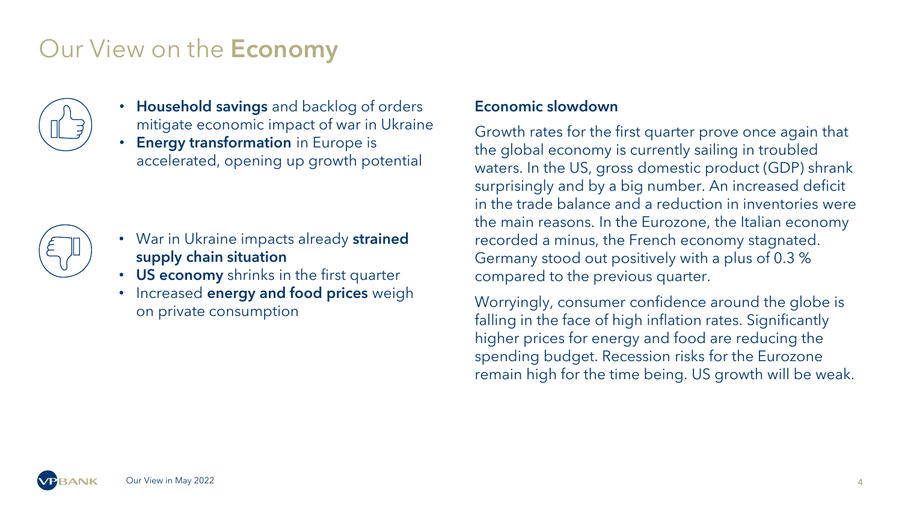# Our View on the **Economy**

- **Household savings** and backlog of orders mitigate economic impact of war in Ukraine
- **Energy transformation** in Europe is accelerated, opening up growth potential

- War in Ukraine impacts already **strained supply chain situation**
- **US economy** shrinks in the first quarter
- Increased **energy and food prices** weigh on private consumption

**Economic slowdown**

Growth rates for the first quarter prove once again that the global economy is currently sailing in troubled waters. In the US, gross domestic product (GDP) shrank surprisingly and by a big number. An increased deficit in the trade balance and a reduction in inventories were the main reasons. In the Eurozone, the Italian economy recorded a minus, the French economy stagnated. Germany stood out positively with a plus of 0.3 % compared to the previous quarter.

Worryingly, consumer confidence around the globe is falling in the face of high inflation rates. Significantly higher prices for energy and food are reducing the spending budget. Recession risks for the Eurozone remain high for the time being. US growth will be weak.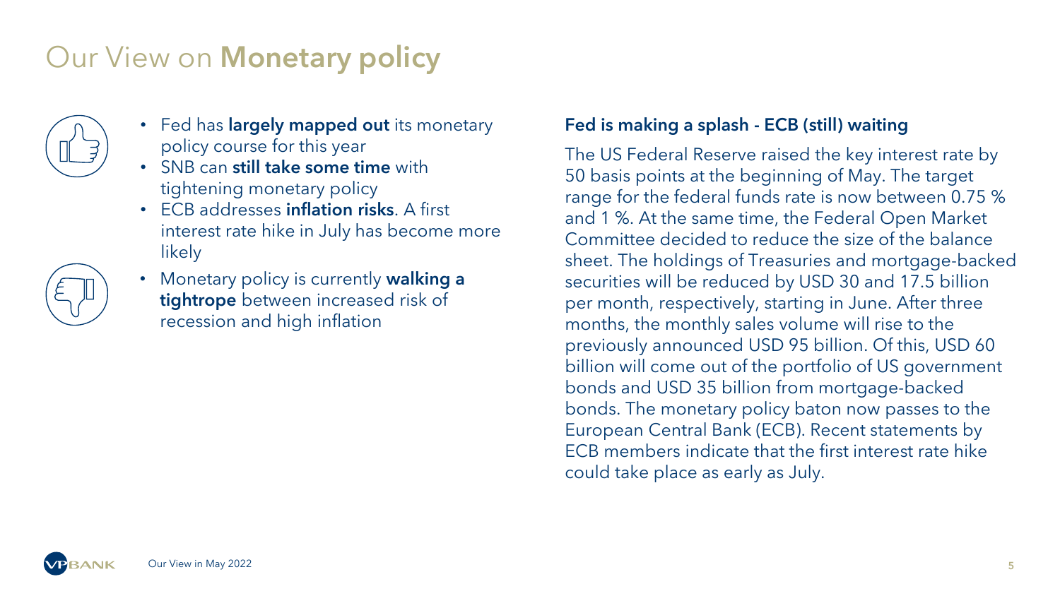# Our View on **Monetary policy**

- Fed has **largely mapped out** its monetary policy course for this year
- SNB can **still take some time** with tightening monetary policy
- ECB addresses **inflation risks**. A first interest rate hike in July has become more likely

- Monetary policy is currently **walking a tightrope** between increased risk of recession and high inflation

### Fed is making a splash - ECB (still) waiting

The US Federal Reserve raised the key interest rate by 50 basis points at the beginning of May. The target range for the federal funds rate is now between 0.75 % and 1 %. At the same time, the Federal Open Market Committee decided to reduce the size of the balance sheet. The holdings of Treasuries and mortgage-backed securities will be reduced by USD 30 and 17.5 billion per month, respectively, starting in June. After three months, the monthly sales volume will rise to the previously announced USD 95 billion. Of this, USD 60 billion will come out of the portfolio of US government bonds and USD 35 billion from mortgage-backed bonds. The monetary policy baton now passes to the European Central Bank (ECB). Recent statements by ECB members indicate that the first interest rate hike could take place as early as July.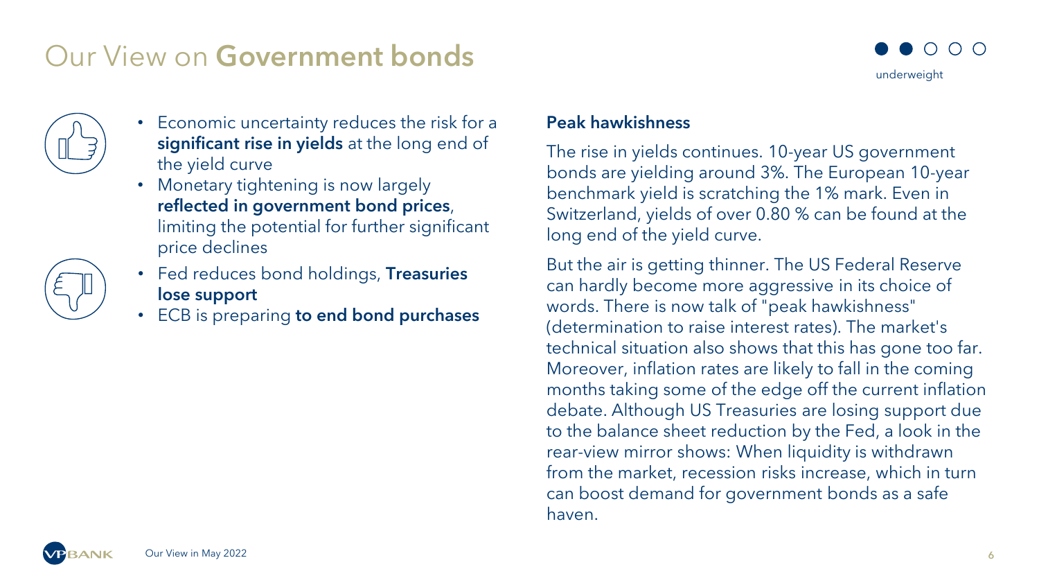# Our View on **Government bonds**

underweight

- Economic uncertainty reduces the risk for a **significant rise in yields** at the long end of the yield curve
- Monetary tightening is now largely **reflected in government bond prices**, limiting the potential for further significant price declines

- Fed reduces bond holdings, **Treasuries lose support**
- ECB is preparing **to end bond purchases**

**Peak hawkishness**

The rise in yields continues. 10-year US government bonds are yielding around 3%. The European 10-year benchmark yield is scratching the 1% mark. Even in Switzerland, yields of over 0.80 % can be found at the long end of the yield curve.

But the air is getting thinner. The US Federal Reserve can hardly become more aggressive in its choice of words. There is now talk of "peak hawkishness" (determination to raise interest rates). The market's technical situation also shows that this has gone too far. Moreover, inflation rates are likely to fall in the coming months taking some of the edge off the current inflation debate. Although US Treasuries are losing support due to the balance sheet reduction by the Fed, a look in the rear-view mirror shows: When liquidity is withdrawn from the market, recession risks increase, which in turn can boost demand for government bonds as a safe haven.

Our View in May 2022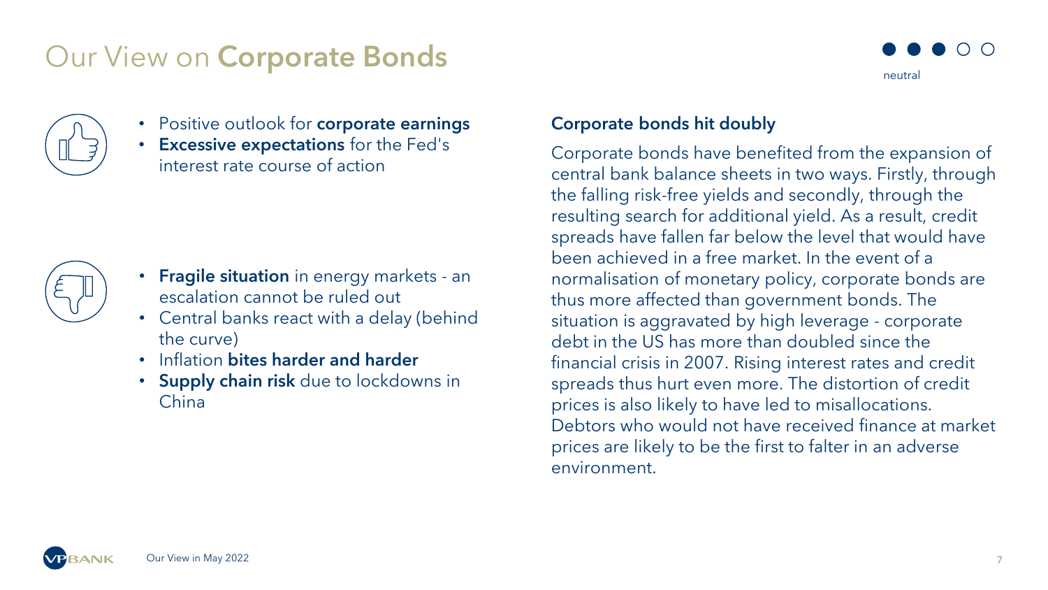# Our View on **Corporate Bonds**

neutral

- Positive outlook for **corporate earnings**
- **Excessive expectations** for the Fed's interest rate course of action

- **Fragile situation** in energy markets - an escalation cannot be ruled out
- Central banks react with a delay (behind the curve)
- Inflation **bites harder and harder**
- **Supply chain risk** due to lockdowns in China

### Corporate bonds hit doubly

Corporate bonds have benefited from the expansion of central bank balance sheets in two ways. Firstly, through the falling risk-free yields and secondly, through the resulting search for additional yield. As a result, credit spreads have fallen far below the level that would have been achieved in a free market. In the event of a normalisation of monetary policy, corporate bonds are thus more affected than government bonds. The situation is aggravated by high leverage - corporate debt in the US has more than doubled since the financial crisis in 2007. Rising interest rates and credit spreads thus hurt even more. The distortion of credit prices is also likely to have led to misallocations. Debtors who would not have received finance at market prices are likely to be the first to falter in an adverse environment.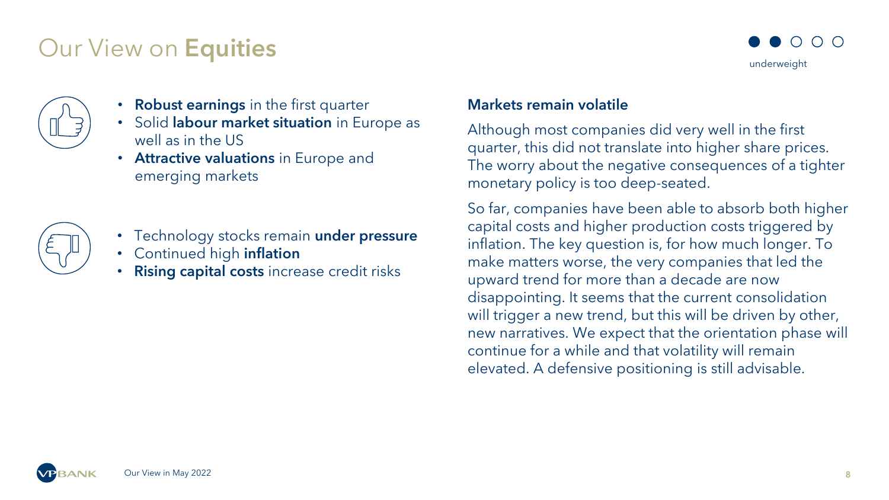# Our View on **Equities**

underweight

- **Robust earnings** in the first quarter
- Solid **labour market situation** in Europe as well as in the US
- **Attractive valuations** in Europe and emerging markets

- Technology stocks remain **under pressure**
- Continued high **inflation**
- **Rising capital costs** increase credit risks

**Markets remain volatile**

Although most companies did very well in the first quarter, this did not translate into higher share prices. The worry about the negative consequences of a tighter monetary policy is too deep-seated.

So far, companies have been able to absorb both higher capital costs and higher production costs triggered by inflation. The key question is, for how much longer. To make matters worse, the very companies that led the upward trend for more than a decade are now disappointing. It seems that the current consolidation will trigger a new trend, but this will be driven by other, new narratives. We expect that the orientation phase will continue for a while and that volatility will remain elevated. A defensive positioning is still advisable.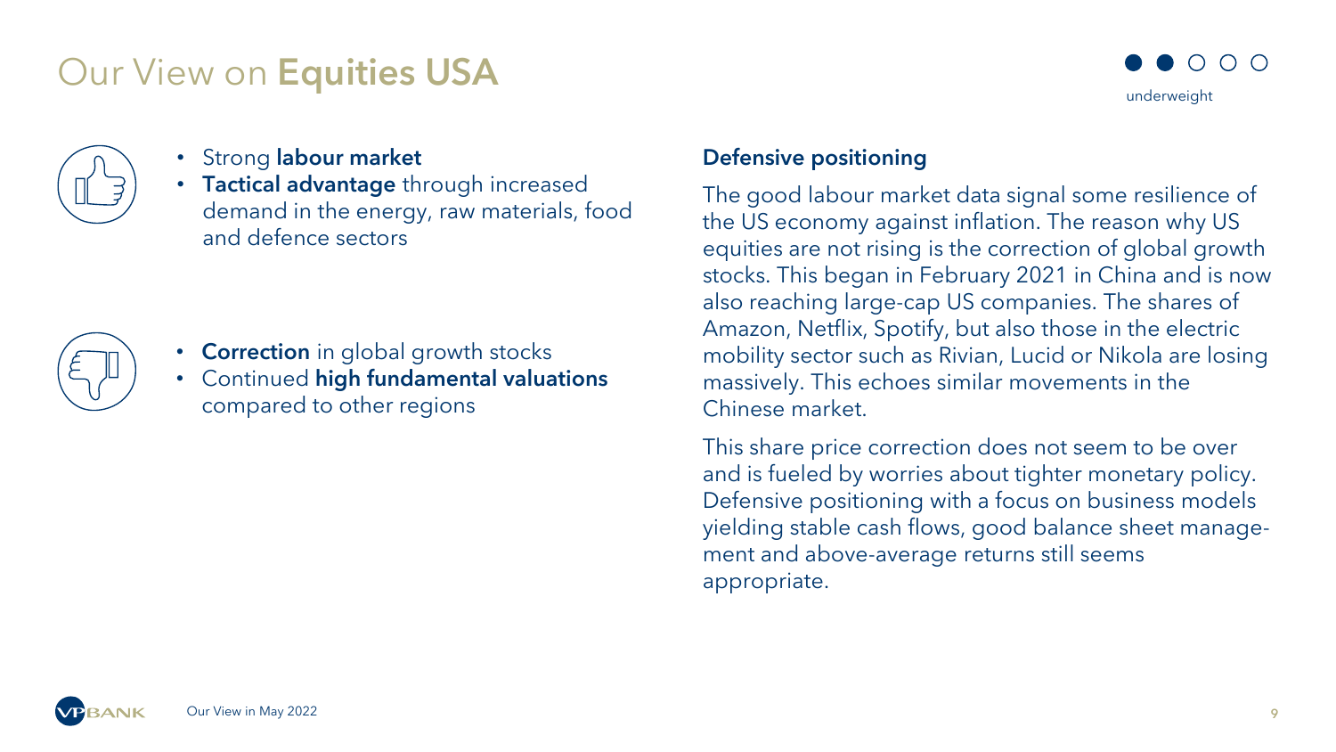# Our View on **Equities USA**

underweight

- Strong **labour market**
- **Tactical advantage** through increased demand in the energy, raw materials, food and defence sectors

- **Correction** in global growth stocks
- Continued **high fundamental valuations** compared to other regions

**Defensive positioning**

The good labour market data signal some resilience of the US economy against inflation. The reason why US equities are not rising is the correction of global growth stocks. This began in February 2021 in China and is now also reaching large-cap US companies. The shares of Amazon, Netflix, Spotify, but also those in the electric mobility sector such as Rivian, Lucid or Nikola are losing massively. This echoes similar movements in the Chinese market.

This share price correction does not seem to be over and is fueled by worries about tighter monetary policy. Defensive positioning with a focus on business models yielding stable cash flows, good balance sheet management and above-average returns still seems appropriate.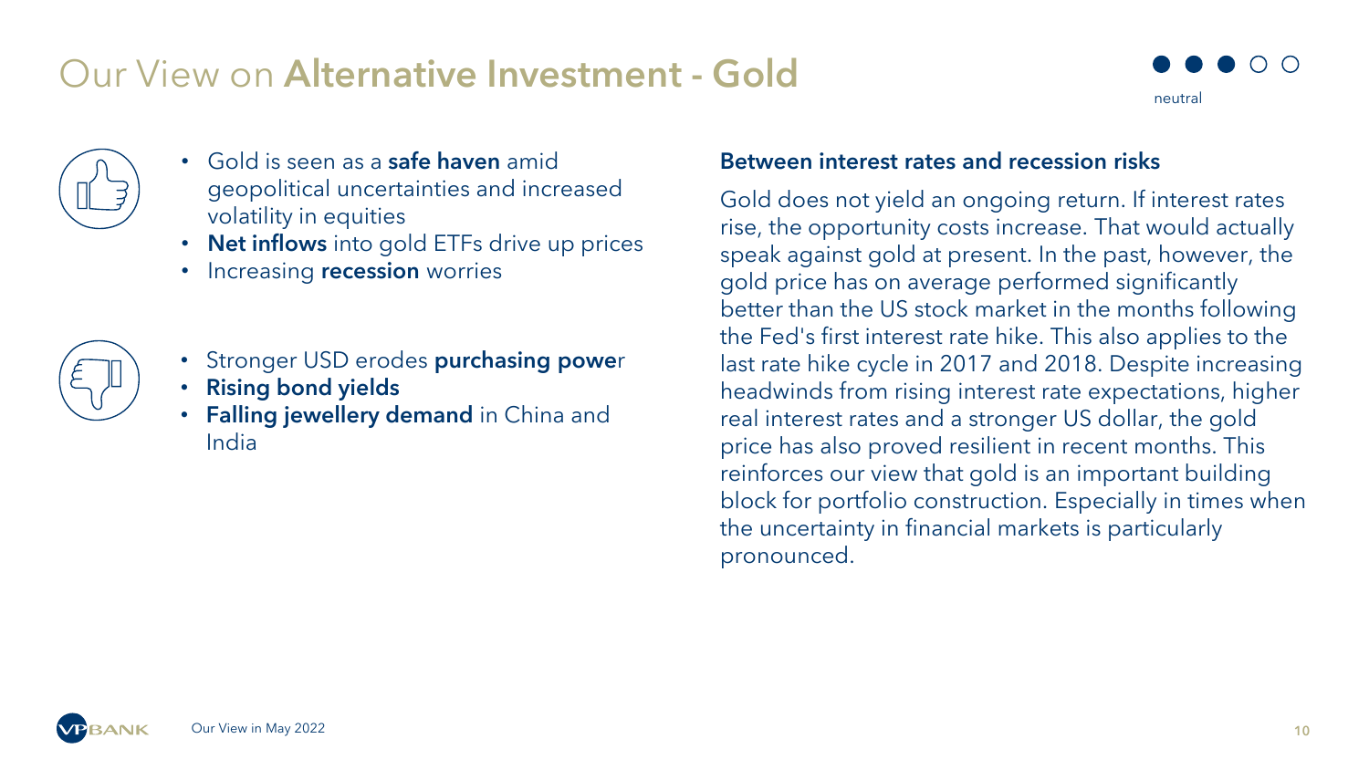# Our View on **Alternative Investment - Gold**

neutral

- Gold is seen as a **safe haven** amid geopolitical uncertainties and increased volatility in equities
- **Net inflows** into gold ETFs drive up prices
- Increasing **recession** worries

- Stronger USD erodes **purchasing powe**r
- **Rising bond yields**
- **Falling jewellery demand** in China and India

**Between interest rates and recession risks**

Gold does not yield an ongoing return. If interest rates rise, the opportunity costs increase. That would actually speak against gold at present. In the past, however, the gold price has on average performed significantly better than the US stock market in the months following the Fed's first interest rate hike. This also applies to the last rate hike cycle in 2017 and 2018. Despite increasing headwinds from rising interest rate expectations, higher real interest rates and a stronger US dollar, the gold price has also proved resilient in recent months. This reinforces our view that gold is an important building block for portfolio construction. Especially in times when the uncertainty in financial markets is particularly pronounced.

Our View in May 2022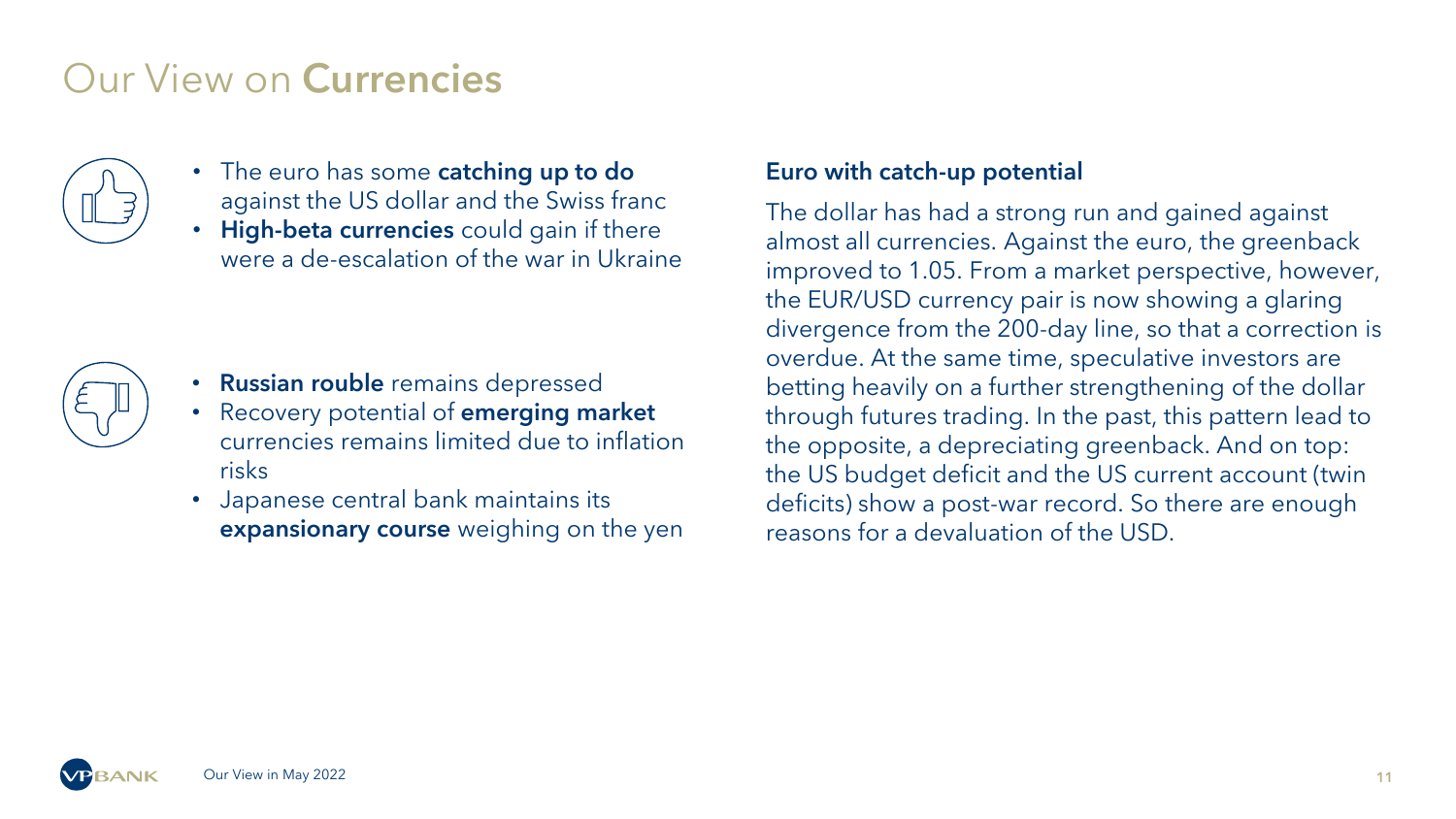# Our View on **Currencies**

- The euro has some **catching up to do** against the US dollar and the Swiss franc
- **High-beta currencies** could gain if there were a de-escalation of the war in Ukraine

- **Russian rouble** remains depressed
- Recovery potential of **emerging market** currencies remains limited due to inflation risks
- Japanese central bank maintains its **expansionary course** weighing on the yen

**Euro with catch-up potential**

The dollar has had a strong run and gained against almost all currencies. Against the euro, the greenback improved to 1.05. From a market perspective, however, the EUR/USD currency pair is now showing a glaring divergence from the 200-day line, so that a correction is overdue. At the same time, speculative investors are betting heavily on a further strengthening of the dollar through futures trading. In the past, this pattern lead to the opposite, a depreciating greenback. And on top: the US budget deficit and the US current account (twin deficits) show a post-war record. So there are enough reasons for a devaluation of the USD.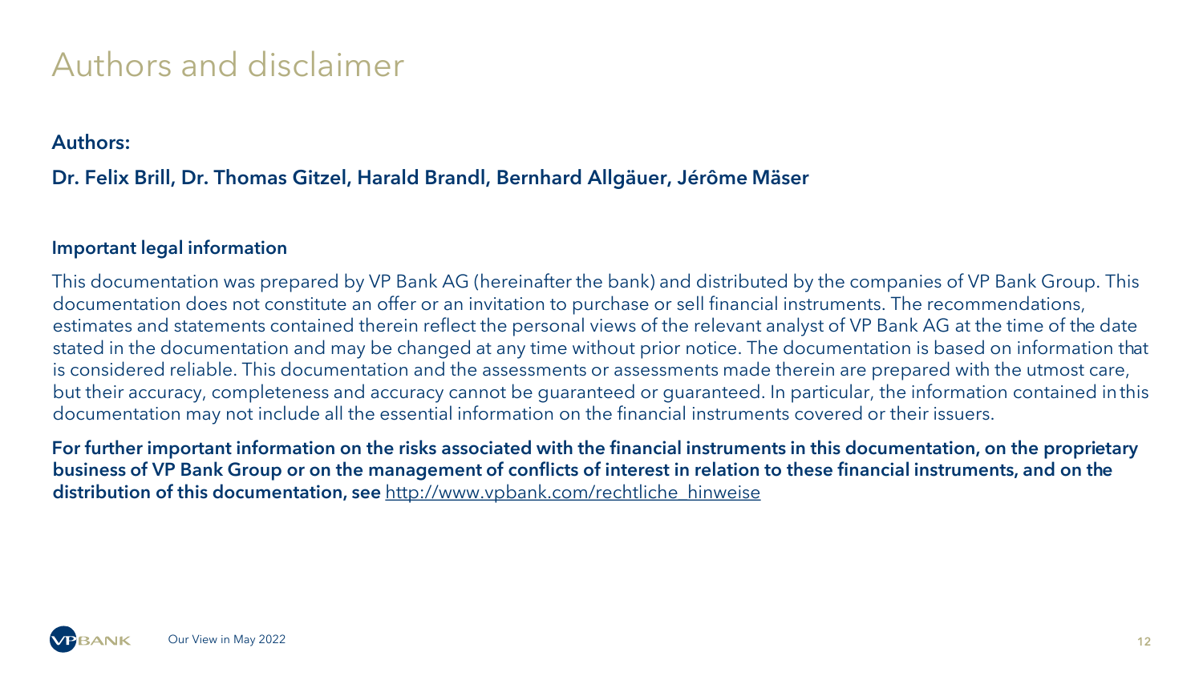# Authors and disclaimer

**Authors:**

**Dr. Felix Brill, Dr. Thomas Gitzel, Harald Brandl, Bernhard Allgäuer, Jérôme Mäser**

**Important legal information**

This documentation was prepared by VP Bank AG (hereinafter the bank) and distributed by the companies of VP Bank Group. This documentation does not constitute an offer or an invitation to purchase or sell financial instruments. The recommendations, estimates and statements contained therein reflect the personal views of the relevant analyst of VP Bank AG at the time of the date stated in the documentation and may be changed at any time without prior notice. The documentation is based on information that is considered reliable. This documentation and the assessments or assessments made therein are prepared with the utmost care, but their accuracy, completeness and accuracy cannot be guaranteed or guaranteed. In particular, the information contained in this documentation may not include all the essential information on the financial instruments covered or their issuers.

**For further important information on the risks associated with the financial instruments in this documentation, on the proprietary business of VP Bank Group or on the management of conflicts of interest in relation to these financial instruments, and on the distribution of this documentation, see** http://www.vpbank.com/rechtliche_hinweise